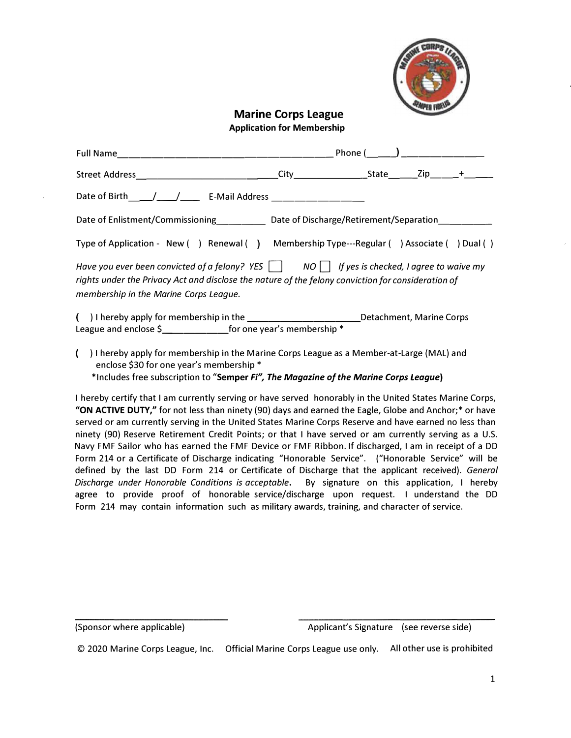# Marine Corps League

## Application for Membership

Full Name_______________________________________ Phone (_____) ______________

Street Address_________________________City_____________State_____Zip_____+_____

Date of Birth____/____/____ E-Mail Address __________________

Date of Enlistment/Commissioning_________ Date of Discharge/Retirement/Separation__________

Type of Application - New ( ) Renewal ( ) Membership Type---Regular ( ) Associate ( ) Dual ( )

*Have you ever been convicted of a felony? YES* ☐ *NO* ☐ *If yes is checked, I agree to waive my rights under the Privacy Act and disclose the nature of the felony conviction for consideration of membership in the Marine Corps League.*

( ) I hereby apply for membership in the ____________________Detachment, Marine Corps League and enclose $____________for one year's membership *

( ) I hereby apply for membership in the Marine Corps League as a Member-at-Large (MAL) and enclose $30 for one year's membership *

*Includes free subscription to **"Semper *Fi", The Magazine of the Marine Corps League*)**

I hereby certify that I am currently serving or have served honorably in the United States Marine Corps, **"ON ACTIVE DUTY,"** for not less than ninety (90) days and earned the Eagle, Globe and Anchor;* or have served or am currently serving in the United States Marine Corps Reserve and have earned no less than ninety (90) Reserve Retirement Credit Points; or that I have served or am currently serving as a U.S. Navy FMF Sailor who has earned the FMF Device or FMF Ribbon. If discharged, I am in receipt of a DD Form 214 or a Certificate of Discharge indicating "Honorable Service". ("Honorable Service" will be defined by the last DD Form 214 or Certificate of Discharge that the applicant received). *General Discharge under Honorable Conditions is acceptable*. By signature on this application, I hereby agree to provide proof of honorable service/discharge upon request. I understand the DD Form 214 may contain information such as military awards, training, and character of service.

______________________________ ______________________________

(Sponsor where applicable) Applicant's Signature (see reverse side)

© 2020 Marine Corps League, Inc. Official Marine Corps League use only. All other use is prohibited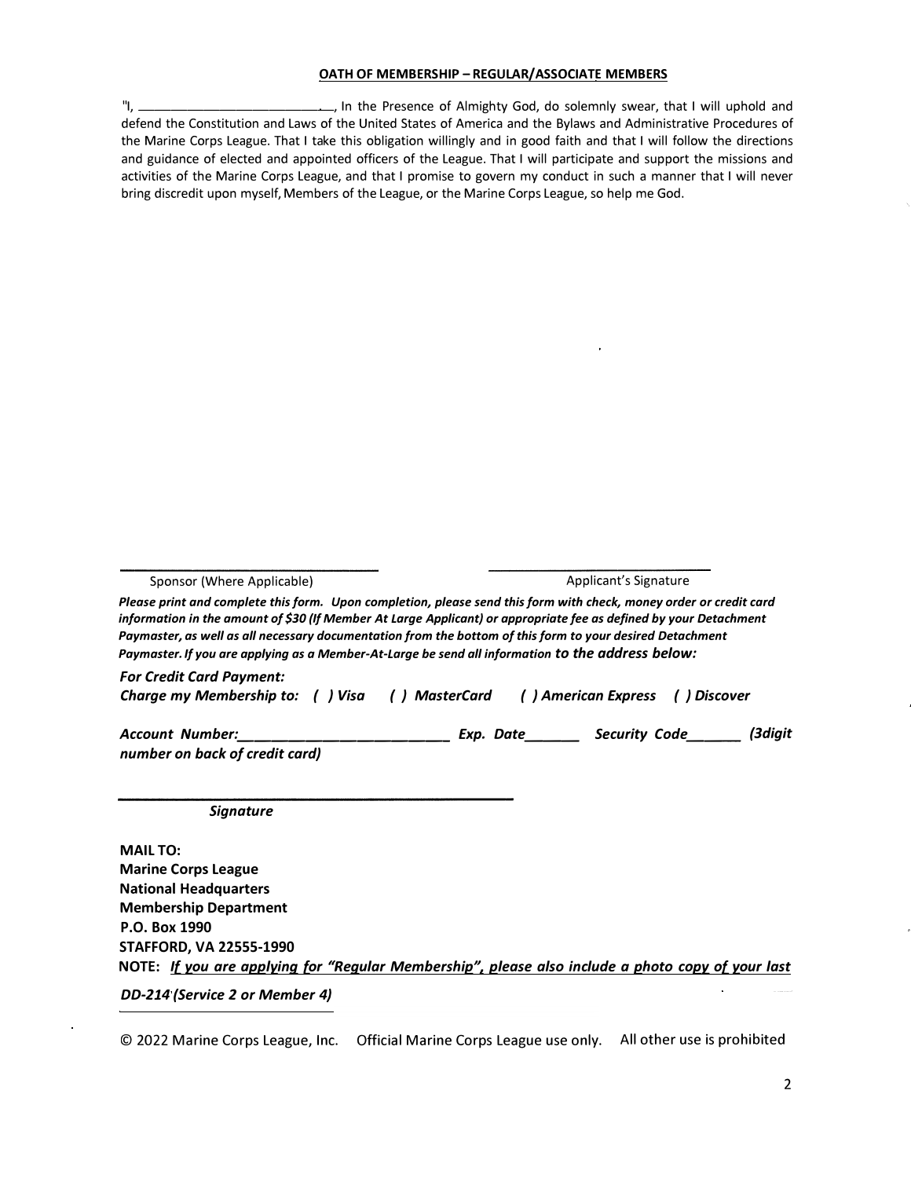## OATH OF MEMBERSHIP – REGULAR/ASSOCIATE MEMBERS

"I, ______________________________, In the Presence of Almighty God, do solemnly swear, that I will uphold and defend the Constitution and Laws of the United States of America and the Bylaws and Administrative Procedures of the Marine Corps League. That I take this obligation willingly and in good faith and that I will follow the directions and guidance of elected and appointed officers of the League. That I will participate and support the missions and activities of the Marine Corps League, and that I promise to govern my conduct in such a manner that I will never bring discredit upon myself, Members of the League, or the Marine Corps League, so help me God.

________________________________ Sponsor (Where Applicable)

________________________________ Applicant's Signature

***Please print and complete this form. Upon completion, please send this form with check, money order or credit card information in the amount of $30 (If Member At Large Applicant) or appropriate fee as defined by your Detachment Paymaster, as well as all necessary documentation from the bottom of this form to your desired Detachment Paymaster. If you are applying as a Member-At-Large be send all information to the address below:***

***For Credit Card Payment:***

***Charge my Membership to: ( ) Visa ( ) MasterCard ( ) American Express ( ) Discover***

***Account Number:__________________________ Exp. Date_______ Security Code_______ (3digit number on back of credit card)***

________________________________

***Signature***

**MAIL TO:**
**Marine Corps League**
**National Headquarters**
**Membership Department**
**P.O. Box 1990**
**STAFFORD, VA 22555-1990**

**NOTE:** ***If you are applying for "Regular Membership", please also include a photo copy of your last DD-214 (Service 2 or Member 4)***

© 2022 Marine Corps League, Inc. Official Marine Corps League use only. All other use is prohibited